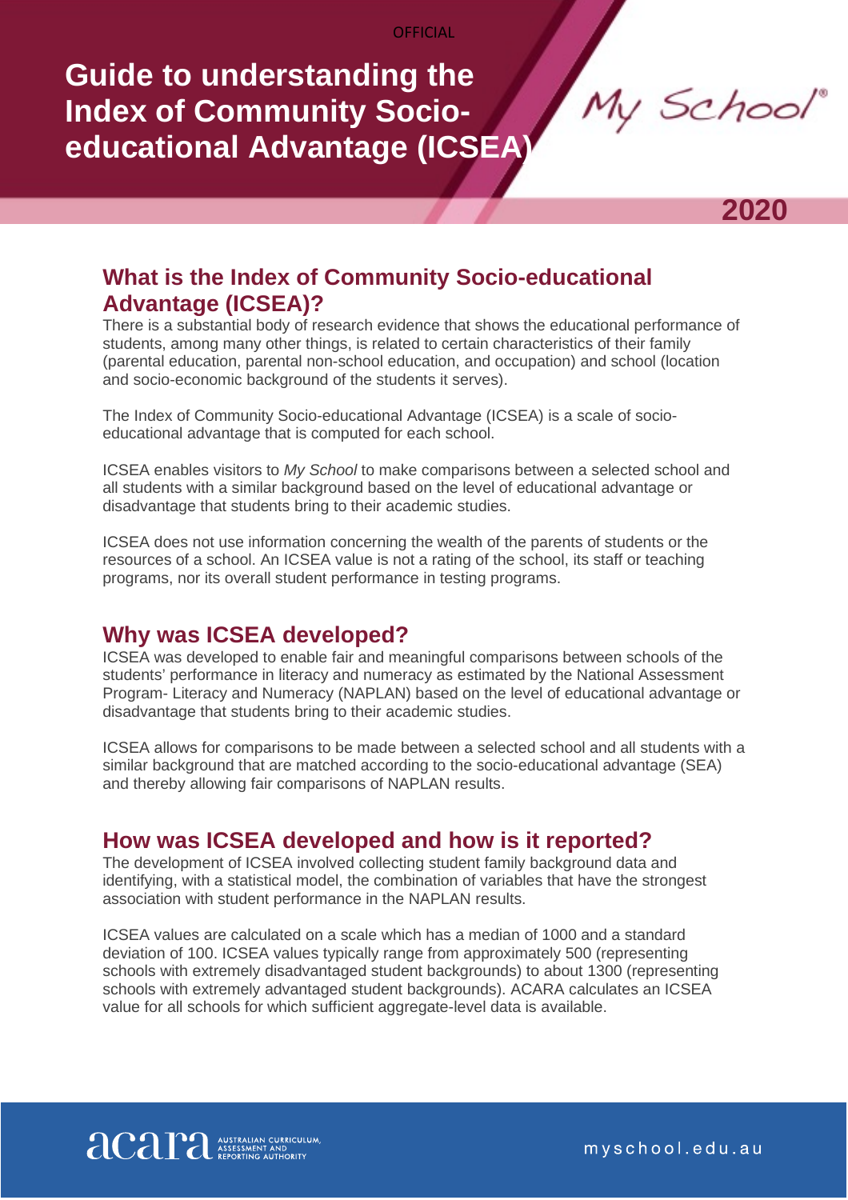OFFICIAL

# Guide to understanding the Index of Community Socio-educational Advantage (ICSEA)

My School®

2020

## What is the Index of Community Socio-educational Advantage (ICSEA)?

There is a substantial body of research evidence that shows the educational performance of students, among many other things, is related to certain characteristics of their family (parental education, parental non-school education, and occupation) and school (location and socio-economic background of the students it serves).

The Index of Community Socio-educational Advantage (ICSEA) is a scale of socio-educational advantage that is computed for each school.

ICSEA enables visitors to *My School* to make comparisons between a selected school and all students with a similar background based on the level of educational advantage or disadvantage that students bring to their academic studies.

ICSEA does not use information concerning the wealth of the parents of students or the resources of a school. An ICSEA value is not a rating of the school, its staff or teaching programs, nor its overall student performance in testing programs.

## Why was ICSEA developed?

ICSEA was developed to enable fair and meaningful comparisons between schools of the students' performance in literacy and numeracy as estimated by the National Assessment Program- Literacy and Numeracy (NAPLAN) based on the level of educational advantage or disadvantage that students bring to their academic studies.

ICSEA allows for comparisons to be made between a selected school and all students with a similar background that are matched according to the socio-educational advantage (SEA) and thereby allowing fair comparisons of NAPLAN results.

## How was ICSEA developed and how is it reported?

The development of ICSEA involved collecting student family background data and identifying, with a statistical model, the combination of variables that have the strongest association with student performance in the NAPLAN results.

ICSEA values are calculated on a scale which has a median of 1000 and a standard deviation of 100. ICSEA values typically range from approximately 500 (representing schools with extremely disadvantaged student backgrounds) to about 1300 (representing schools with extremely advantaged student backgrounds). ACARA calculates an ICSEA value for all schools for which sufficient aggregate-level data is available.

acara AUSTRALIAN CURRICULUM, ASSESSMENT AND REPORTING AUTHORITY

myschool.edu.au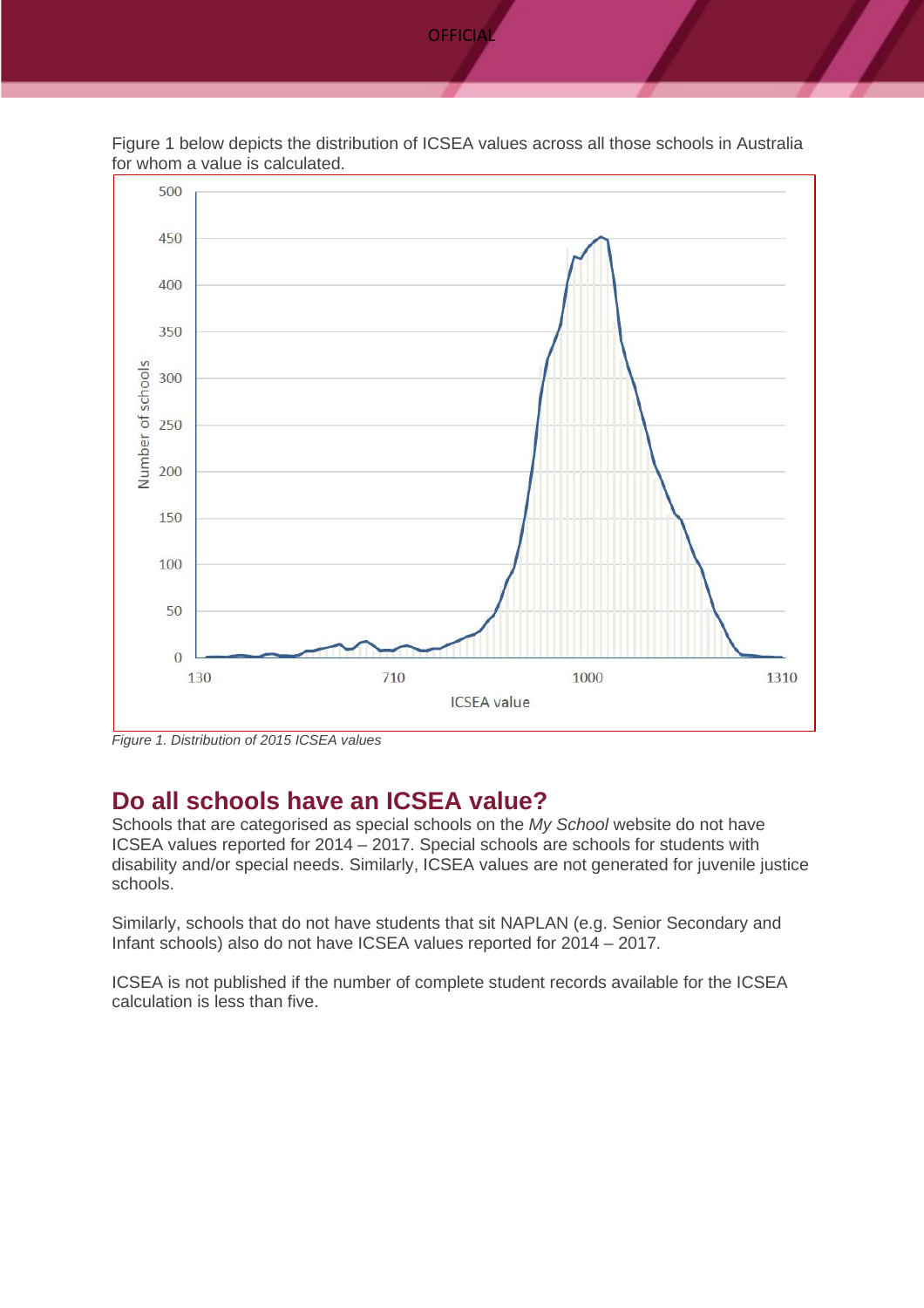Figure 1 below depicts the distribution of ICSEA values across all those schools in Australia for whom a value is calculated.

Figure 1. Distribution of 2015 ICSEA values

## Do all schools have an ICSEA value?

Schools that are categorised as special schools on the *My School* website do not have ICSEA values reported for 2014 – 2017. Special schools are schools for students with disability and/or special needs. Similarly, ICSEA values are not generated for juvenile justice schools.

Similarly, schools that do not have students that sit NAPLAN (e.g. Senior Secondary and Infant schools) also do not have ICSEA values reported for 2014 – 2017.

ICSEA is not published if the number of complete student records available for the ICSEA calculation is less than five.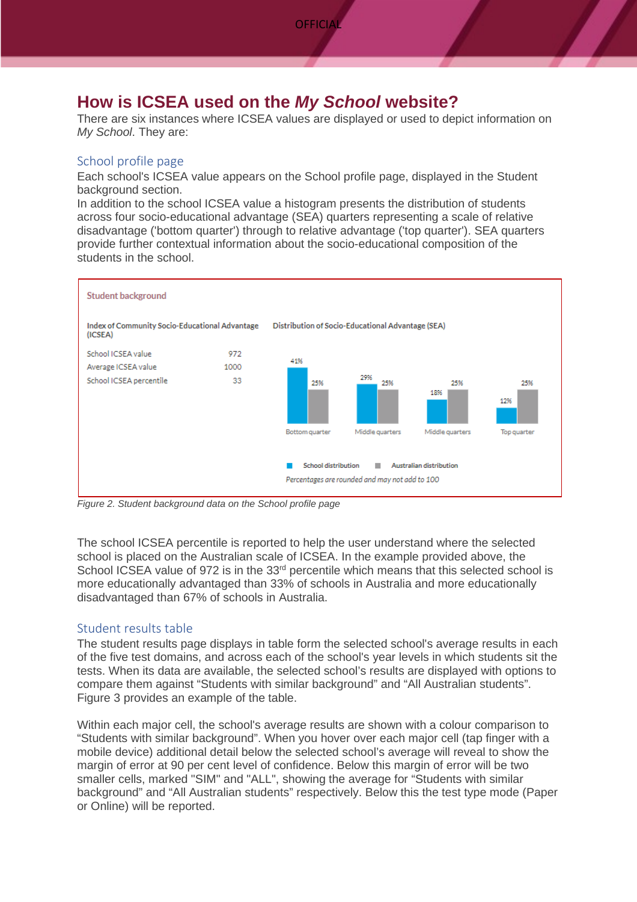# How is ICSEA used on the *My School* website?

There are six instances where ICSEA values are displayed or used to depict information on *My School*. They are:

## School profile page

Each school's ICSEA value appears on the School profile page, displayed in the Student background section.

In addition to the school ICSEA value a histogram presents the distribution of students across four socio-educational advantage (SEA) quarters representing a scale of relative disadvantage ('bottom quarter') through to relative advantage ('top quarter'). SEA quarters provide further contextual information about the socio-educational composition of the students in the school.

**Student background**

**Index of Community Socio-Educational Advantage (ICSEA)**

| | |
|---|---|
| School ICSEA value | 972 |
| Average ICSEA value | 1000 |
| School ICSEA percentile | 33 |

**Distribution of Socio-Educational Advantage (SEA)**

| | Bottom quarter | Middle quarters | Middle quarters | Top quarter |
|---|---|---|---|---|
| School distribution | 41% | 29% | 18% | 12% |
| Australian distribution | 25% | 25% | 25% | 25% |

*Percentages are rounded and may not add to 100*

*Figure 2. Student background data on the School profile page*

The school ICSEA percentile is reported to help the user understand where the selected school is placed on the Australian scale of ICSEA. In the example provided above, the School ICSEA value of 972 is in the 33rd percentile which means that this selected school is more educationally advantaged than 33% of schools in Australia and more educationally disadvantaged than 67% of schools in Australia.

## Student results table

The student results page displays in table form the selected school's average results in each of the five test domains, and across each of the school's year levels in which students sit the tests. When its data are available, the selected school's results are displayed with options to compare them against "Students with similar background" and "All Australian students". Figure 3 provides an example of the table.

Within each major cell, the school's average results are shown with a colour comparison to "Students with similar background". When you hover over each major cell (tap finger with a mobile device) additional detail below the selected school's average will reveal to show the margin of error at 90 per cent level of confidence. Below this margin of error will be two smaller cells, marked "SIM" and "ALL", showing the average for "Students with similar background" and "All Australian students" respectively. Below this the test type mode (Paper or Online) will be reported.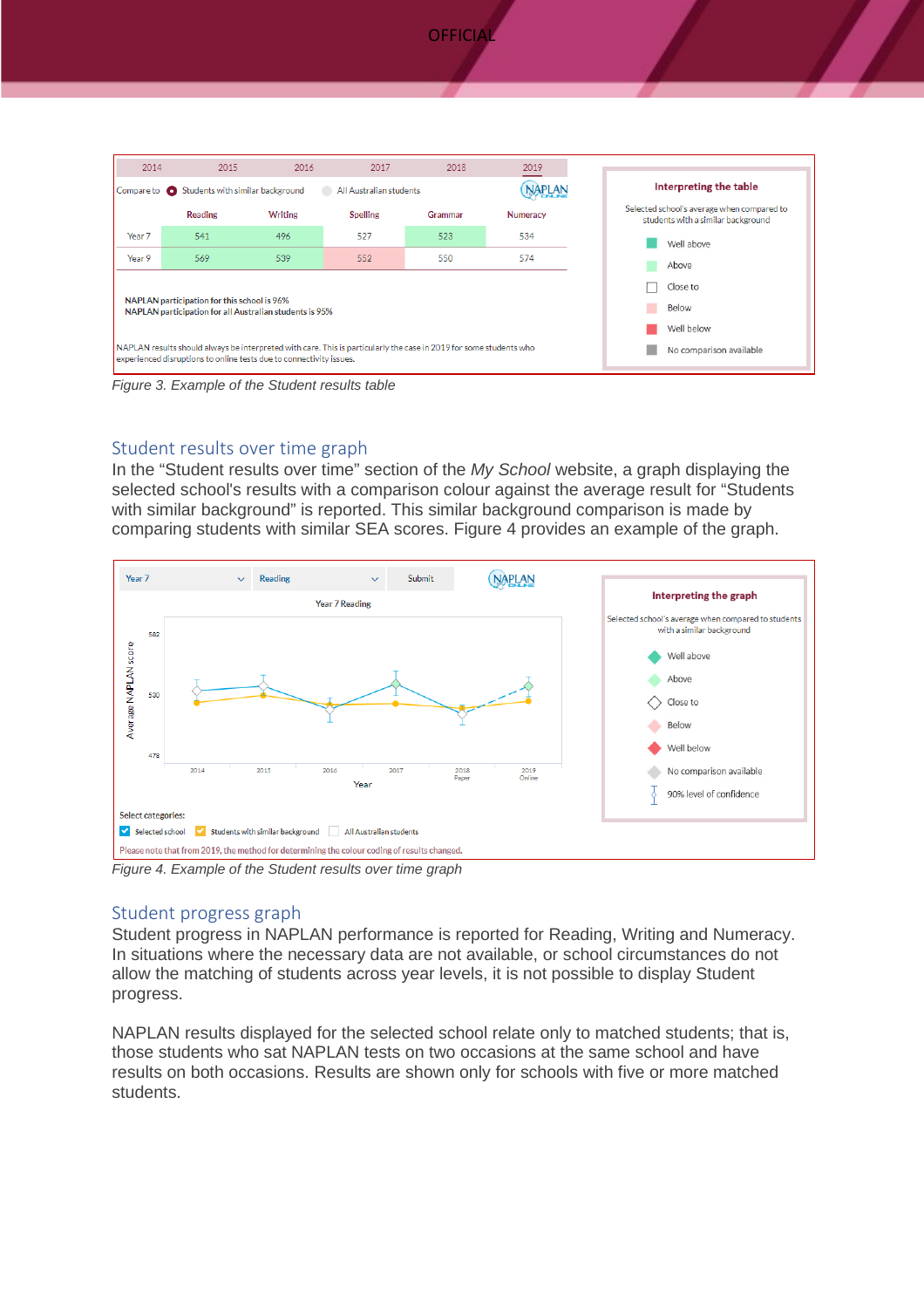| | Reading | Writing | Spelling | Grammar | Numeracy |
|---|---|---|---|---|---|
| Year 7 | 541 | 496 | 527 | 523 | 534 |
| Year 9 | 569 | 539 | 552 | 550 | 574 |

NAPLAN participation for this school is 96%
NAPLAN participation for all Australian students is 95%

NAPLAN results should always be interpreted with care. This is particularly the case in 2019 for some students who experienced disruptions to online tests due to connectivity issues.

Figure 3. Example of the Student results table

## Student results over time graph

In the "Student results over time" section of the *My School* website, a graph displaying the selected school's results with a comparison colour against the average result for "Students with similar background" is reported. This similar background comparison is made by comparing students with similar SEA scores. Figure 4 provides an example of the graph.

Figure 4. Example of the Student results over time graph

## Student progress graph

Student progress in NAPLAN performance is reported for Reading, Writing and Numeracy. In situations where the necessary data are not available, or school circumstances do not allow the matching of students across year levels, it is not possible to display Student progress.

NAPLAN results displayed for the selected school relate only to matched students; that is, those students who sat NAPLAN tests on two occasions at the same school and have results on both occasions. Results are shown only for schools with five or more matched students.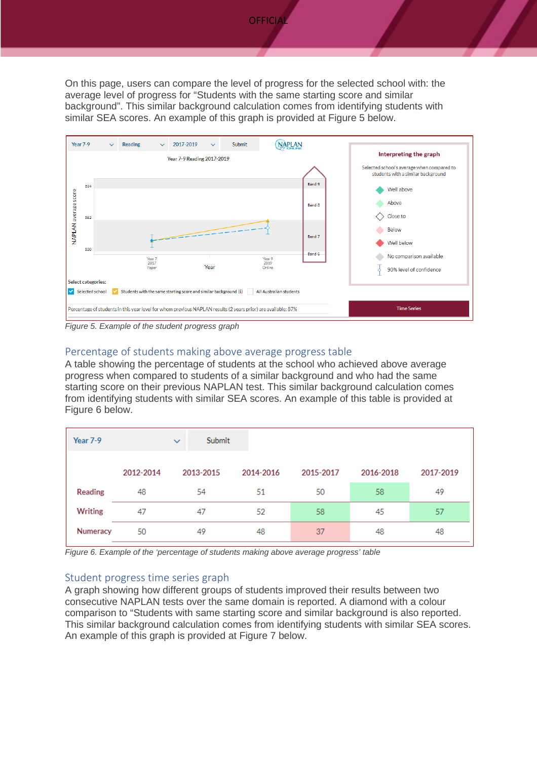On this page, users can compare the level of progress for the selected school with: the average level of progress for “Students with the same starting score and similar background”. This similar background calculation comes from identifying students with similar SEA scores. An example of this graph is provided at Figure 5 below.

*Figure 5. Example of the student progress graph*

## Percentage of students making above average progress table

A table showing the percentage of students at the school who achieved above average progress when compared to students of a similar background and who had the same starting score on their previous NAPLAN test. This similar background calculation comes from identifying students with similar SEA scores. An example of this table is provided at Figure 6 below.

| | 2012-2014 | 2013-2015 | 2014-2016 | 2015-2017 | 2016-2018 | 2017-2019 |
|---|---|---|---|---|---|---|
| Reading | 48 | 54 | 51 | 50 | 58 | 49 |
| Writing | 47 | 47 | 52 | 58 | 45 | 57 |
| Numeracy | 50 | 49 | 48 | 37 | 48 | 48 |

*Figure 6. Example of the ‘percentage of students making above average progress’ table*

## Student progress time series graph

A graph showing how different groups of students improved their results between two consecutive NAPLAN tests over the same domain is reported. A diamond with a colour comparison to “Students with same starting score and similar background is also reported. This similar background calculation comes from identifying students with similar SEA scores. An example of this graph is provided at Figure 7 below.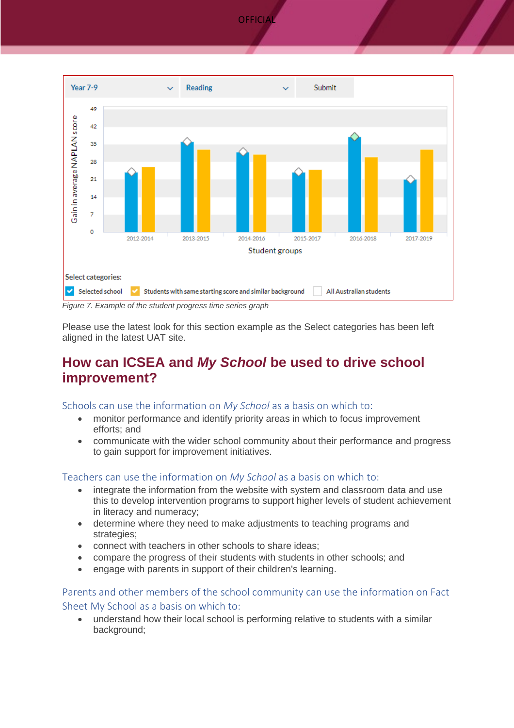Figure 7. Example of the student progress time series graph

Please use the latest look for this section example as the Select categories has been left aligned in the latest UAT site.

## How can ICSEA and *My School* be used to drive school improvement?

### Schools can use the information on *My School* as a basis on which to:

- monitor performance and identify priority areas in which to focus improvement efforts; and
- communicate with the wider school community about their performance and progress to gain support for improvement initiatives.

### Teachers can use the information on *My School* as a basis on which to:

- integrate the information from the website with system and classroom data and use this to develop intervention programs to support higher levels of student achievement in literacy and numeracy;
- determine where they need to make adjustments to teaching programs and strategies;
- connect with teachers in other schools to share ideas;
- compare the progress of their students with students in other schools; and
- engage with parents in support of their children's learning.

### Parents and other members of the school community can use the information on Fact Sheet My School as a basis on which to:

- understand how their local school is performing relative to students with a similar background;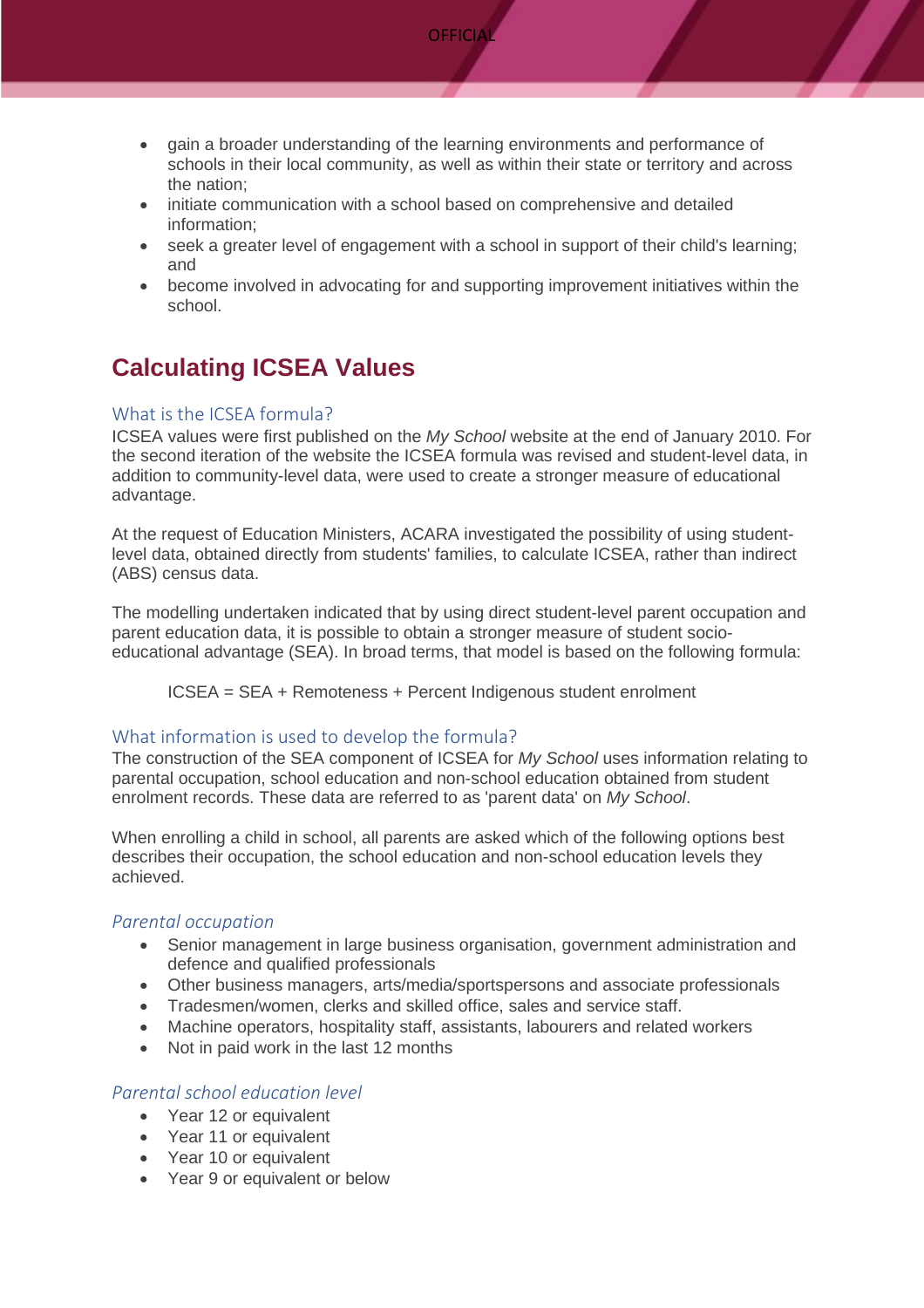- gain a broader understanding of the learning environments and performance of schools in their local community, as well as within their state or territory and across the nation;
- initiate communication with a school based on comprehensive and detailed information;
- seek a greater level of engagement with a school in support of their child's learning; and
- become involved in advocating for and supporting improvement initiatives within the school.

## Calculating ICSEA Values

### What is the ICSEA formula?

ICSEA values were first published on the *My School* website at the end of January 2010. For the second iteration of the website the ICSEA formula was revised and student-level data, in addition to community-level data, were used to create a stronger measure of educational advantage.

At the request of Education Ministers, ACARA investigated the possibility of using student-level data, obtained directly from students' families, to calculate ICSEA, rather than indirect (ABS) census data.

The modelling undertaken indicated that by using direct student-level parent occupation and parent education data, it is possible to obtain a stronger measure of student socio-educational advantage (SEA). In broad terms, that model is based on the following formula:

ICSEA = SEA + Remoteness + Percent Indigenous student enrolment

### What information is used to develop the formula?

The construction of the SEA component of ICSEA for *My School* uses information relating to parental occupation, school education and non-school education obtained from student enrolment records. These data are referred to as 'parent data' on *My School*.

When enrolling a child in school, all parents are asked which of the following options best describes their occupation, the school education and non-school education levels they achieved.

#### *Parental occupation*

- Senior management in large business organisation, government administration and defence and qualified professionals
- Other business managers, arts/media/sportspersons and associate professionals
- Tradesmen/women, clerks and skilled office, sales and service staff.
- Machine operators, hospitality staff, assistants, labourers and related workers
- Not in paid work in the last 12 months

#### *Parental school education level*

- Year 12 or equivalent
- Year 11 or equivalent
- Year 10 or equivalent
- Year 9 or equivalent or below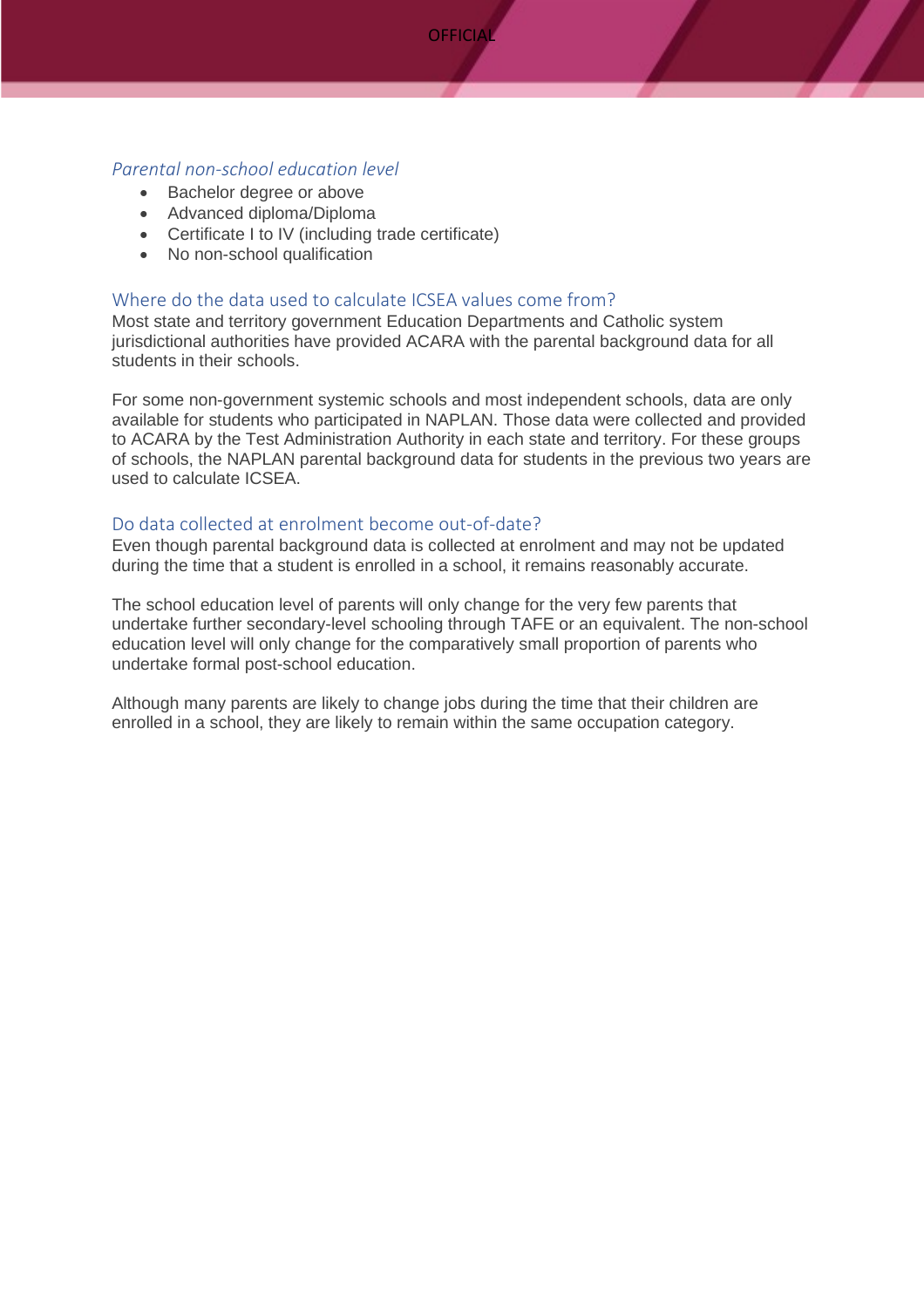### *Parental non-school education level*

- Bachelor degree or above
- Advanced diploma/Diploma
- Certificate I to IV (including trade certificate)
- No non-school qualification

## Where do the data used to calculate ICSEA values come from?

Most state and territory government Education Departments and Catholic system jurisdictional authorities have provided ACARA with the parental background data for all students in their schools.

For some non-government systemic schools and most independent schools, data are only available for students who participated in NAPLAN. Those data were collected and provided to ACARA by the Test Administration Authority in each state and territory. For these groups of schools, the NAPLAN parental background data for students in the previous two years are used to calculate ICSEA.

## Do data collected at enrolment become out-of-date?

Even though parental background data is collected at enrolment and may not be updated during the time that a student is enrolled in a school, it remains reasonably accurate.

The school education level of parents will only change for the very few parents that undertake further secondary-level schooling through TAFE or an equivalent. The non-school education level will only change for the comparatively small proportion of parents who undertake formal post-school education.

Although many parents are likely to change jobs during the time that their children are enrolled in a school, they are likely to remain within the same occupation category.